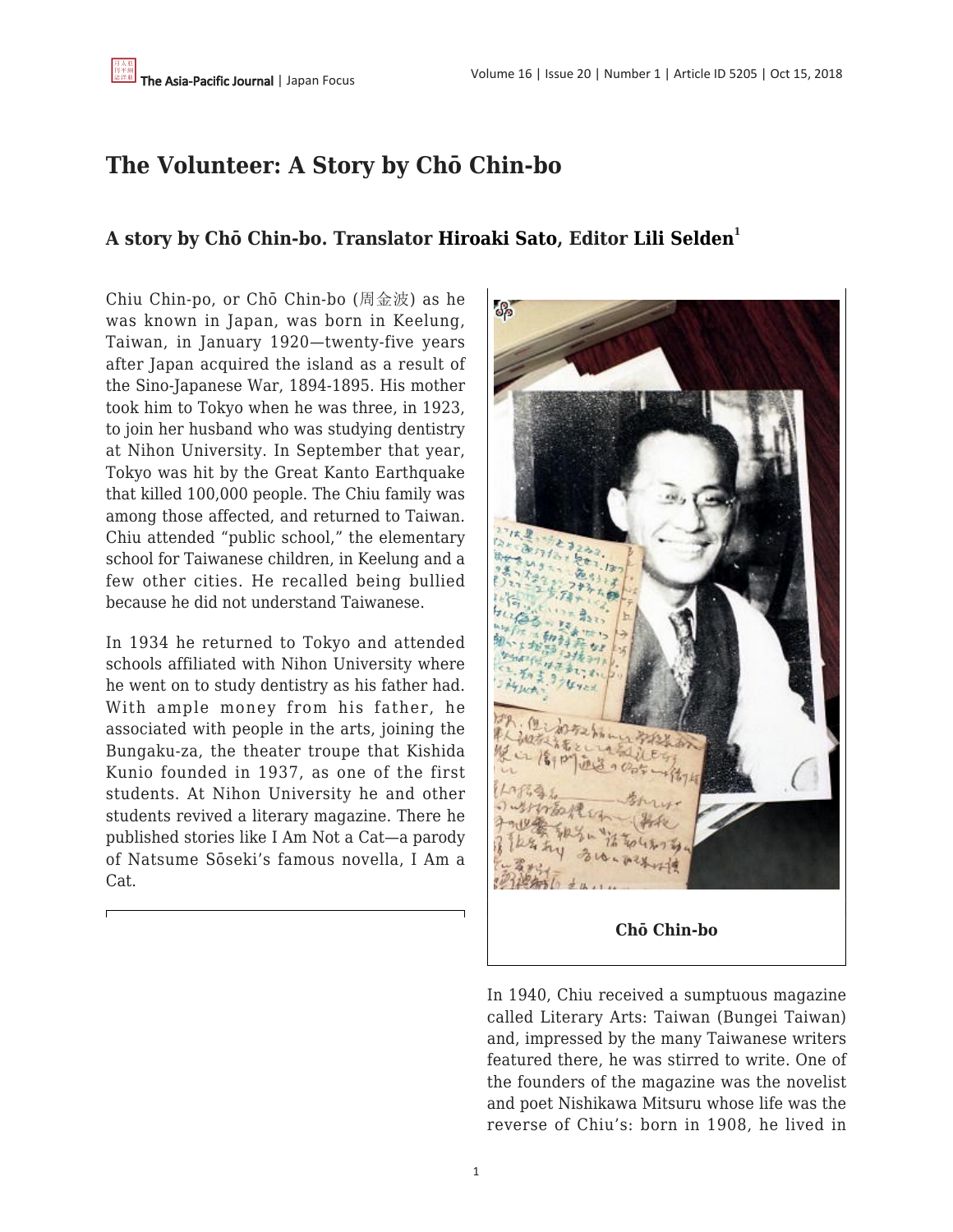# The Volunteer: A Story by Chō Chin-bo

## A story by Chō Chin-bo. Translator Hiroaki Sato, Editor Lili Selden[1]

Chiu Chin-po, or Chō Chin-bo (周金波) as he was known in Japan, was born in Keelung, Taiwan, in January 1920—twenty-five years after Japan acquired the island as a result of the Sino-Japanese War, 1894-1895. His mother took him to Tokyo when he was three, in 1923, to join her husband who was studying dentistry at Nihon University. In September that year, Tokyo was hit by the Great Kanto Earthquake that killed 100,000 people. The Chiu family was among those affected, and returned to Taiwan. Chiu attended "public school," the elementary school for Taiwanese children, in Keelung and a few other cities. He recalled being bullied because he did not understand Taiwanese.

In 1934 he returned to Tokyo and attended schools affiliated with Nihon University where he went on to study dentistry as his father had. With ample money from his father, he associated with people in the arts, joining the Bungaku-za, the theater troupe that Kishida Kunio founded in 1937, as one of the first students. At Nihon University he and other students revived a literary magazine. There he published stories like I Am Not a Cat—a parody of Natsume Sōseki's famous novella, I Am a Cat.

Chō Chin-bo

In 1940, Chiu received a sumptuous magazine called Literary Arts: Taiwan (Bungei Taiwan) and, impressed by the many Taiwanese writers featured there, he was stirred to write. One of the founders of the magazine was the novelist and poet Nishikawa Mitsuru whose life was the reverse of Chiu's: born in 1908, he lived in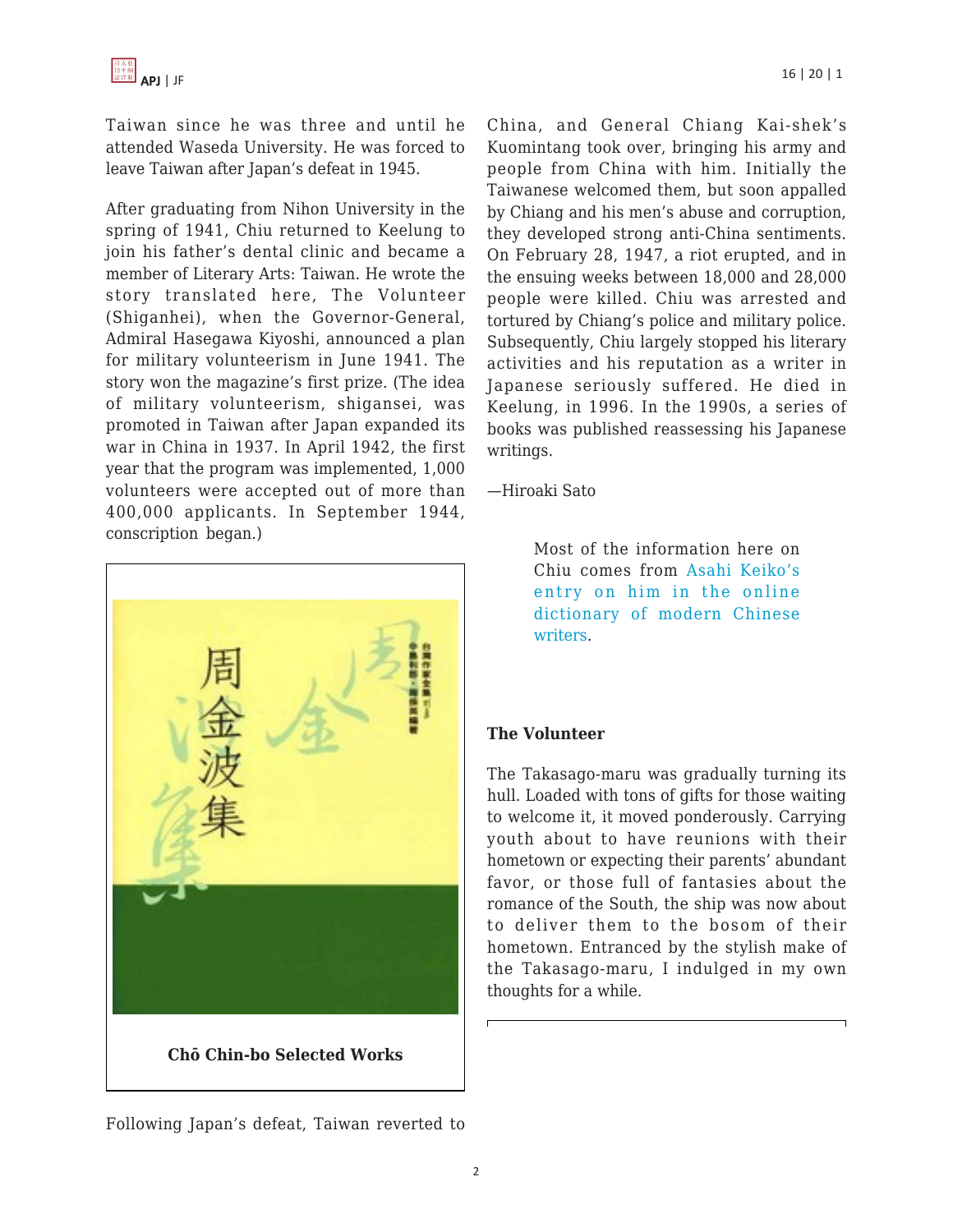Taiwan since he was three and until he attended Waseda University. He was forced to leave Taiwan after Japan's defeat in 1945.

After graduating from Nihon University in the spring of 1941, Chiu returned to Keelung to join his father's dental clinic and became a member of Literary Arts: Taiwan. He wrote the story translated here, The Volunteer (Shiganhei), when the Governor-General, Admiral Hasegawa Kiyoshi, announced a plan for military volunteerism in June 1941. The story won the magazine's first prize. (The idea of military volunteerism, shigansei, was promoted in Taiwan after Japan expanded its war in China in 1937. In April 1942, the first year that the program was implemented, 1,000 volunteers were accepted out of more than 400,000 applicants. In September 1944, conscription began.)

**Chō Chin-bo Selected Works**

Following Japan's defeat, Taiwan reverted to China, and General Chiang Kai-shek's Kuomintang took over, bringing his army and people from China with him. Initially the Taiwanese welcomed them, but soon appalled by Chiang and his men's abuse and corruption, they developed strong anti-China sentiments. On February 28, 1947, a riot erupted, and in the ensuing weeks between 18,000 and 28,000 people were killed. Chiu was arrested and tortured by Chiang's police and military police. Subsequently, Chiu largely stopped his literary activities and his reputation as a writer in Japanese seriously suffered. He died in Keelung, in 1996. In the 1990s, a series of books was published reassessing his Japanese writings.

—Hiroaki Sato

> Most of the information here on Chiu comes from Asahi Keiko's entry on him in the online dictionary of modern Chinese writers.

**The Volunteer**

The Takasago-maru was gradually turning its hull. Loaded with tons of gifts for those waiting to welcome it, it moved ponderously. Carrying youth about to have reunions with their hometown or expecting their parents' abundant favor, or those full of fantasies about the romance of the South, the ship was now about to deliver them to the bosom of their hometown. Entranced by the stylish make of the Takasago-maru, I indulged in my own thoughts for a while.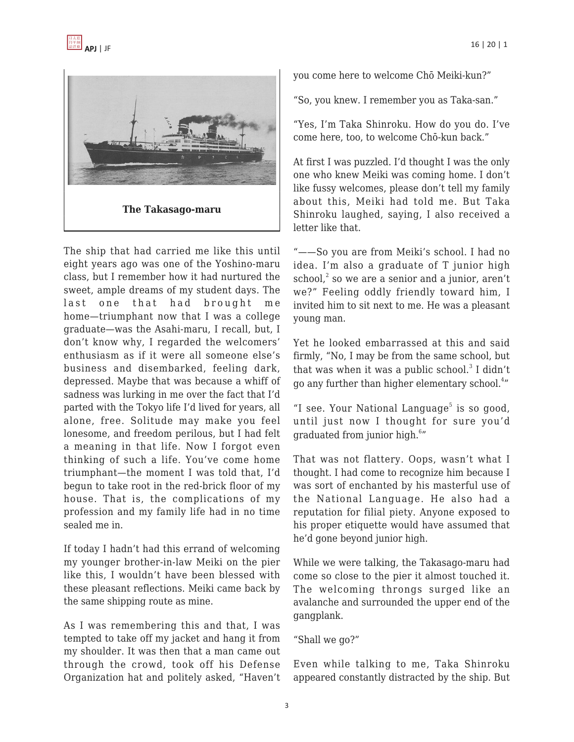The Takasago-maru

The ship that had carried me like this until eight years ago was one of the Yoshino-maru class, but I remember how it had nurtured the sweet, ample dreams of my student days. The last one that had brought me home—triumphant now that I was a college graduate—was the Asahi-maru, I recall, but, I don't know why, I regarded the welcomers' enthusiasm as if it were all someone else's business and disembarked, feeling dark, depressed. Maybe that was because a whiff of sadness was lurking in me over the fact that I'd parted with the Tokyo life I'd lived for years, all alone, free. Solitude may make you feel lonesome, and freedom perilous, but I had felt a meaning in that life. Now I forgot even thinking of such a life. You've come home triumphant—the moment I was told that, I'd begun to take root in the red-brick floor of my house. That is, the complications of my profession and my family life had in no time sealed me in.

If today I hadn't had this errand of welcoming my younger brother-in-law Meiki on the pier like this, I wouldn't have been blessed with these pleasant reflections. Meiki came back by the same shipping route as mine.

As I was remembering this and that, I was tempted to take off my jacket and hang it from my shoulder. It was then that a man came out through the crowd, took off his Defense Organization hat and politely asked, "Haven't you come here to welcome Chō Meiki-kun?"

"So, you knew. I remember you as Taka-san."

"Yes, I'm Taka Shinroku. How do you do. I've come here, too, to welcome Chō-kun back."

At first I was puzzled. I'd thought I was the only one who knew Meiki was coming home. I don't like fussy welcomes, please don't tell my family about this, Meiki had told me. But Taka Shinroku laughed, saying, I also received a letter like that.

"——So you are from Meiki's school. I had no idea. I'm also a graduate of T junior high school,[2] so we are a senior and a junior, aren't we?" Feeling oddly friendly toward him, I invited him to sit next to me. He was a pleasant young man.

Yet he looked embarrassed at this and said firmly, "No, I may be from the same school, but that was when it was a public school.[3] I didn't go any further than higher elementary school.[4]"

"I see. Your National Language[5] is so good, until just now I thought for sure you'd graduated from junior high.[6]"

That was not flattery. Oops, wasn't what I thought. I had come to recognize him because I was sort of enchanted by his masterful use of the National Language. He also had a reputation for filial piety. Anyone exposed to his proper etiquette would have assumed that he'd gone beyond junior high.

While we were talking, the Takasago-maru had come so close to the pier it almost touched it. The welcoming throngs surged like an avalanche and surrounded the upper end of the gangplank.

"Shall we go?"

Even while talking to me, Taka Shinroku appeared constantly distracted by the ship. But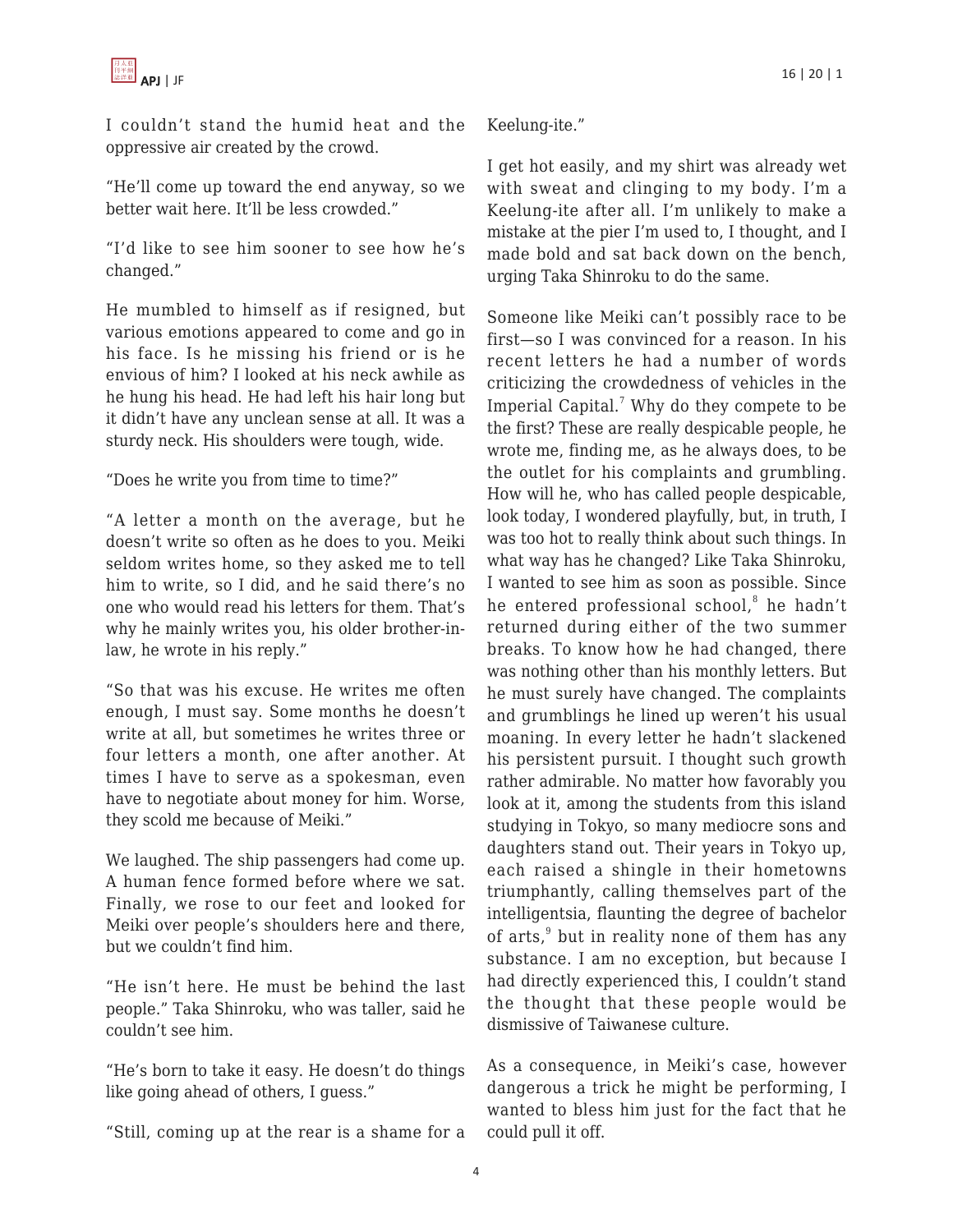I couldn't stand the humid heat and the oppressive air created by the crowd.

"He'll come up toward the end anyway, so we better wait here. It'll be less crowded."

"I'd like to see him sooner to see how he's changed."

He mumbled to himself as if resigned, but various emotions appeared to come and go in his face. Is he missing his friend or is he envious of him? I looked at his neck awhile as he hung his head. He had left his hair long but it didn't have any unclean sense at all. It was a sturdy neck. His shoulders were tough, wide.

"Does he write you from time to time?"

"A letter a month on the average, but he doesn't write so often as he does to you. Meiki seldom writes home, so they asked me to tell him to write, so I did, and he said there's no one who would read his letters for them. That's why he mainly writes you, his older brother-in-law, he wrote in his reply."

"So that was his excuse. He writes me often enough, I must say. Some months he doesn't write at all, but sometimes he writes three or four letters a month, one after another. At times I have to serve as a spokesman, even have to negotiate about money for him. Worse, they scold me because of Meiki."

We laughed. The ship passengers had come up. A human fence formed before where we sat. Finally, we rose to our feet and looked for Meiki over people's shoulders here and there, but we couldn't find him.

"He isn't here. He must be behind the last people." Taka Shinroku, who was taller, said he couldn't see him.

"He's born to take it easy. He doesn't do things like going ahead of others, I guess."

"Still, coming up at the rear is a shame for a Keelung-ite."

I get hot easily, and my shirt was already wet with sweat and clinging to my body. I'm a Keelung-ite after all. I'm unlikely to make a mistake at the pier I'm used to, I thought, and I made bold and sat back down on the bench, urging Taka Shinroku to do the same.

Someone like Meiki can't possibly race to be first—so I was convinced for a reason. In his recent letters he had a number of words criticizing the crowdedness of vehicles in the Imperial Capital.[7] Why do they compete to be the first? These are really despicable people, he wrote me, finding me, as he always does, to be the outlet for his complaints and grumbling. How will he, who has called people despicable, look today, I wondered playfully, but, in truth, I was too hot to really think about such things. In what way has he changed? Like Taka Shinroku, I wanted to see him as soon as possible. Since he entered professional school,[8] he hadn't returned during either of the two summer breaks. To know how he had changed, there was nothing other than his monthly letters. But he must surely have changed. The complaints and grumblings he lined up weren't his usual moaning. In every letter he hadn't slackened his persistent pursuit. I thought such growth rather admirable. No matter how favorably you look at it, among the students from this island studying in Tokyo, so many mediocre sons and daughters stand out. Their years in Tokyo up, each raised a shingle in their hometowns triumphantly, calling themselves part of the intelligentsia, flaunting the degree of bachelor of arts,[9] but in reality none of them has any substance. I am no exception, but because I had directly experienced this, I couldn't stand the thought that these people would be dismissive of Taiwanese culture.

As a consequence, in Meiki's case, however dangerous a trick he might be performing, I wanted to bless him just for the fact that he could pull it off.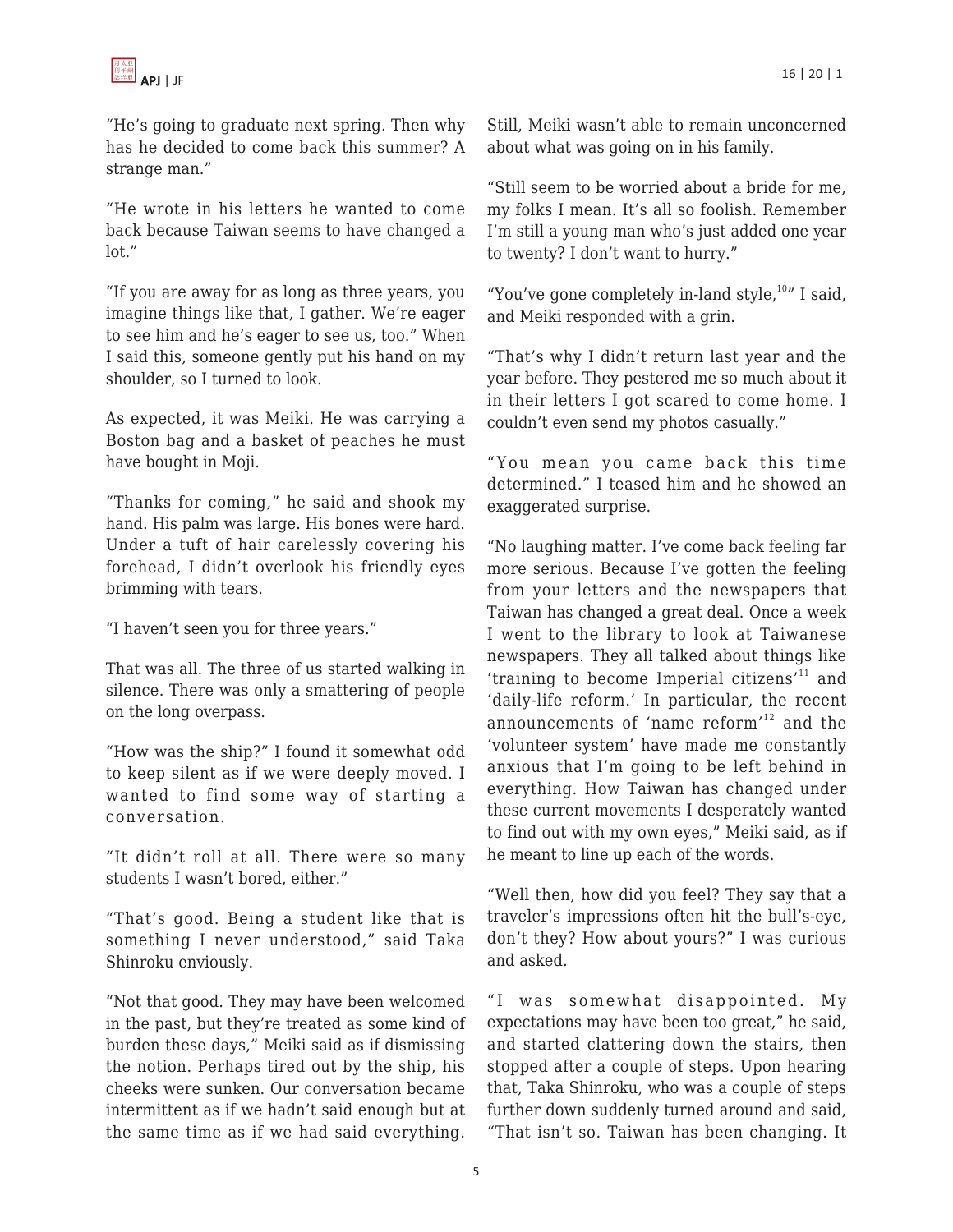"He's going to graduate next spring. Then why has he decided to come back this summer? A strange man."

"He wrote in his letters he wanted to come back because Taiwan seems to have changed a lot."

"If you are away for as long as three years, you imagine things like that, I gather. We're eager to see him and he's eager to see us, too." When I said this, someone gently put his hand on my shoulder, so I turned to look.

As expected, it was Meiki. He was carrying a Boston bag and a basket of peaches he must have bought in Moji.

"Thanks for coming," he said and shook my hand. His palm was large. His bones were hard. Under a tuft of hair carelessly covering his forehead, I didn't overlook his friendly eyes brimming with tears.

"I haven't seen you for three years."

That was all. The three of us started walking in silence. There was only a smattering of people on the long overpass.

"How was the ship?" I found it somewhat odd to keep silent as if we were deeply moved. I wanted to find some way of starting a conversation.

"It didn't roll at all. There were so many students I wasn't bored, either."

"That's good. Being a student like that is something I never understood," said Taka Shinroku enviously.

"Not that good. They may have been welcomed in the past, but they're treated as some kind of burden these days," Meiki said as if dismissing the notion. Perhaps tired out by the ship, his cheeks were sunken. Our conversation became intermittent as if we hadn't said enough but at the same time as if we had said everything. Still, Meiki wasn't able to remain unconcerned about what was going on in his family.

"Still seem to be worried about a bride for me, my folks I mean. It's all so foolish. Remember I'm still a young man who's just added one year to twenty? I don't want to hurry."

"You've gone completely in-land style,[10]" I said, and Meiki responded with a grin.

"That's why I didn't return last year and the year before. They pestered me so much about it in their letters I got scared to come home. I couldn't even send my photos casually."

"You mean you came back this time determined." I teased him and he showed an exaggerated surprise.

"No laughing matter. I've come back feeling far more serious. Because I've gotten the feeling from your letters and the newspapers that Taiwan has changed a great deal. Once a week I went to the library to look at Taiwanese newspapers. They all talked about things like 'training to become Imperial citizens'[11] and 'daily-life reform.' In particular, the recent announcements of 'name reform'[12] and the 'volunteer system' have made me constantly anxious that I'm going to be left behind in everything. How Taiwan has changed under these current movements I desperately wanted to find out with my own eyes," Meiki said, as if he meant to line up each of the words.

"Well then, how did you feel? They say that a traveler's impressions often hit the bull's-eye, don't they? How about yours?" I was curious and asked.

"I was somewhat disappointed. My expectations may have been too great," he said, and started clattering down the stairs, then stopped after a couple of steps. Upon hearing that, Taka Shinroku, who was a couple of steps further down suddenly turned around and said, "That isn't so. Taiwan has been changing. It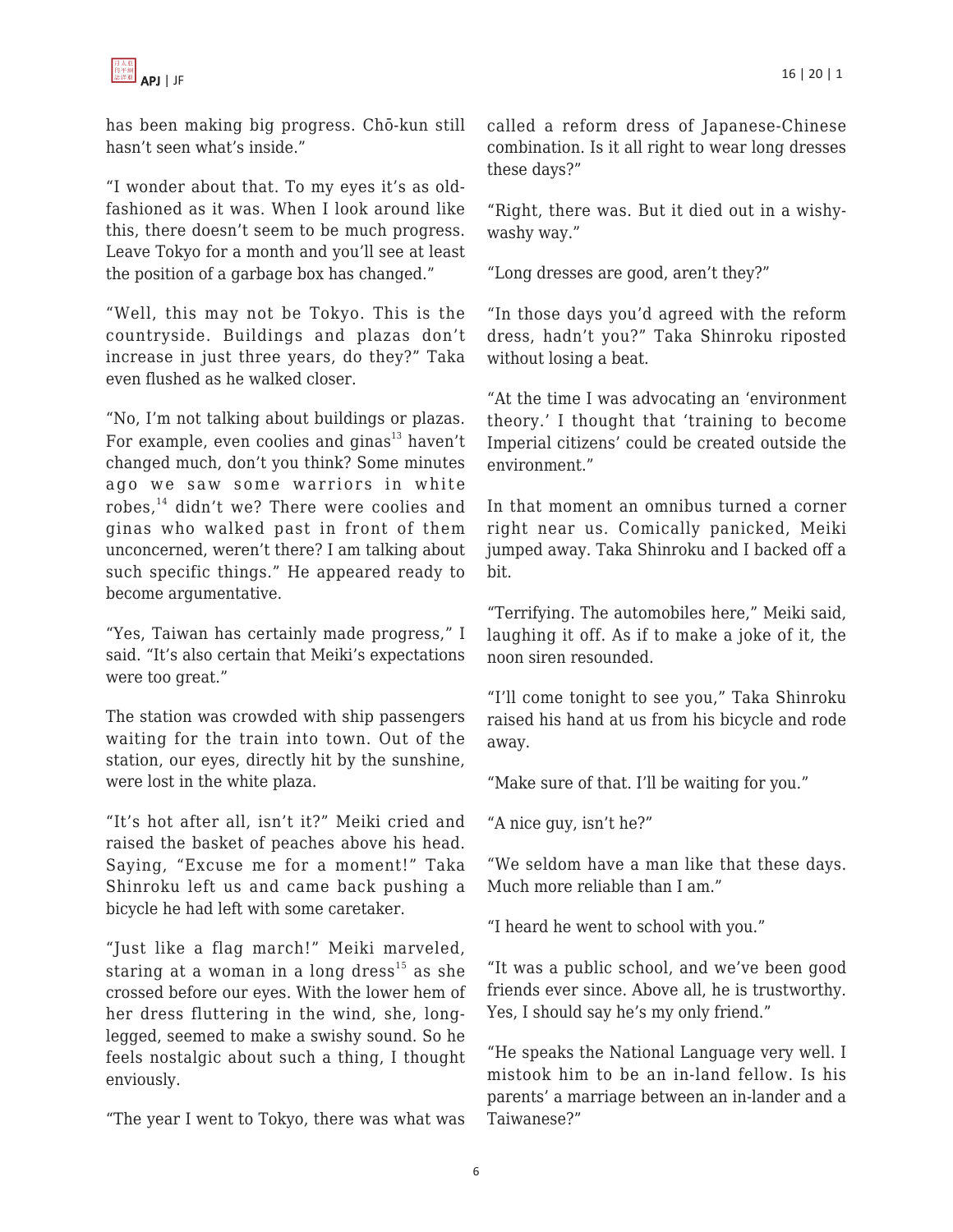has been making big progress. Chō-kun still hasn't seen what's inside."

"I wonder about that. To my eyes it's as old-fashioned as it was. When I look around like this, there doesn't seem to be much progress. Leave Tokyo for a month and you'll see at least the position of a garbage box has changed."

"Well, this may not be Tokyo. This is the countryside. Buildings and plazas don't increase in just three years, do they?" Taka even flushed as he walked closer.

"No, I'm not talking about buildings or plazas. For example, even coolies and ginas[13] haven't changed much, don't you think? Some minutes ago we saw some warriors in white robes,[14] didn't we? There were coolies and ginas who walked past in front of them unconcerned, weren't there? I am talking about such specific things." He appeared ready to become argumentative.

"Yes, Taiwan has certainly made progress," I said. "It's also certain that Meiki's expectations were too great."

The station was crowded with ship passengers waiting for the train into town. Out of the station, our eyes, directly hit by the sunshine, were lost in the white plaza.

"It's hot after all, isn't it?" Meiki cried and raised the basket of peaches above his head. Saying, "Excuse me for a moment!" Taka Shinroku left us and came back pushing a bicycle he had left with some caretaker.

"Just like a flag march!" Meiki marveled, staring at a woman in a long dress[15] as she crossed before our eyes. With the lower hem of her dress fluttering in the wind, she, long-legged, seemed to make a swishy sound. So he feels nostalgic about such a thing, I thought enviously.

"The year I went to Tokyo, there was what was called a reform dress of Japanese-Chinese combination. Is it all right to wear long dresses these days?"

"Right, there was. But it died out in a wishy-washy way."

"Long dresses are good, aren't they?"

"In those days you'd agreed with the reform dress, hadn't you?" Taka Shinroku riposted without losing a beat.

"At the time I was advocating an 'environment theory.' I thought that 'training to become Imperial citizens' could be created outside the environment."

In that moment an omnibus turned a corner right near us. Comically panicked, Meiki jumped away. Taka Shinroku and I backed off a bit.

"Terrifying. The automobiles here," Meiki said, laughing it off. As if to make a joke of it, the noon siren resounded.

"I'll come tonight to see you," Taka Shinroku raised his hand at us from his bicycle and rode away.

"Make sure of that. I'll be waiting for you."

"A nice guy, isn't he?"

"We seldom have a man like that these days. Much more reliable than I am."

"I heard he went to school with you."

"It was a public school, and we've been good friends ever since. Above all, he is trustworthy. Yes, I should say he's my only friend."

"He speaks the National Language very well. I mistook him to be an in-land fellow. Is his parents' a marriage between an in-lander and a Taiwanese?"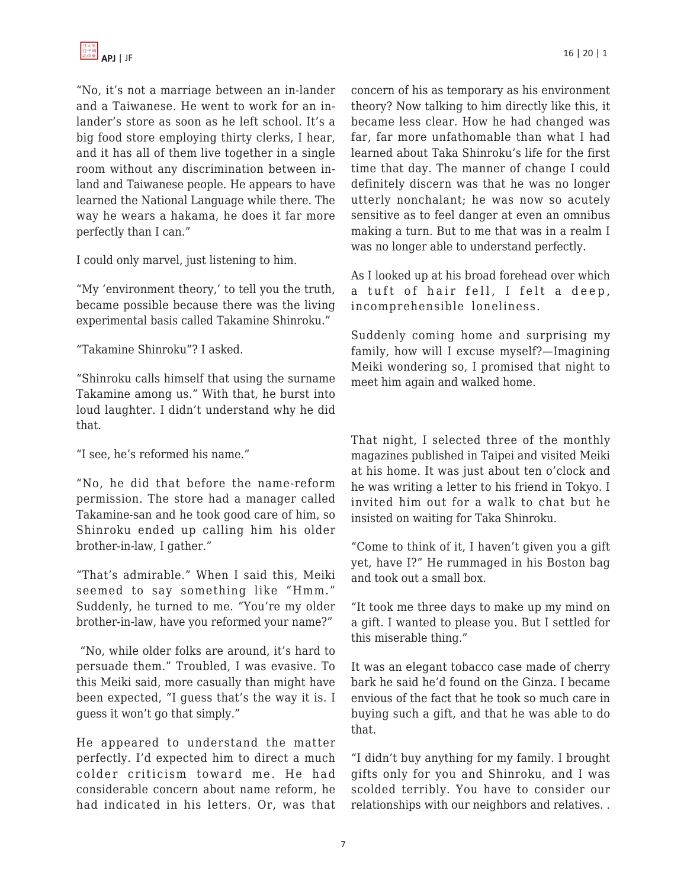"No, it's not a marriage between an in-lander and a Taiwanese. He went to work for an in-lander's store as soon as he left school. It's a big food store employing thirty clerks, I hear, and it has all of them live together in a single room without any discrimination between in-land and Taiwanese people. He appears to have learned the National Language while there. The way he wears a hakama, he does it far more perfectly than I can."

I could only marvel, just listening to him.

"My 'environment theory,' to tell you the truth, became possible because there was the living experimental basis called Takamine Shinroku."

"Takamine Shinroku"? I asked.

"Shinroku calls himself that using the surname Takamine among us." With that, he burst into loud laughter. I didn't understand why he did that.

"I see, he's reformed his name."

"No, he did that before the name-reform permission. The store had a manager called Takamine-san and he took good care of him, so Shinroku ended up calling him his older brother-in-law, I gather."

"That's admirable." When I said this, Meiki seemed to say something like "Hmm." Suddenly, he turned to me. "You're my older brother-in-law, have you reformed your name?"

"No, while older folks are around, it's hard to persuade them." Troubled, I was evasive. To this Meiki said, more casually than might have been expected, "I guess that's the way it is. I guess it won't go that simply."

He appeared to understand the matter perfectly. I'd expected him to direct a much colder criticism toward me. He had considerable concern about name reform, he had indicated in his letters. Or, was that concern of his as temporary as his environment theory? Now talking to him directly like this, it became less clear. How he had changed was far, far more unfathomable than what I had learned about Taka Shinroku's life for the first time that day. The manner of change I could definitely discern was that he was no longer utterly nonchalant; he was now so acutely sensitive as to feel danger at even an omnibus making a turn. But to me that was in a realm I was no longer able to understand perfectly.

As I looked up at his broad forehead over which a tuft of hair fell, I felt a deep, incomprehensible loneliness.

Suddenly coming home and surprising my family, how will I excuse myself?—Imagining Meiki wondering so, I promised that night to meet him again and walked home.

That night, I selected three of the monthly magazines published in Taipei and visited Meiki at his home. It was just about ten o'clock and he was writing a letter to his friend in Tokyo. I invited him out for a walk to chat but he insisted on waiting for Taka Shinroku.

"Come to think of it, I haven't given you a gift yet, have I?" He rummaged in his Boston bag and took out a small box.

"It took me three days to make up my mind on a gift. I wanted to please you. But I settled for this miserable thing."

It was an elegant tobacco case made of cherry bark he said he'd found on the Ginza. I became envious of the fact that he took so much care in buying such a gift, and that he was able to do that.

"I didn't buy anything for my family. I brought gifts only for you and Shinroku, and I was scolded terribly. You have to consider our relationships with our neighbors and relatives. .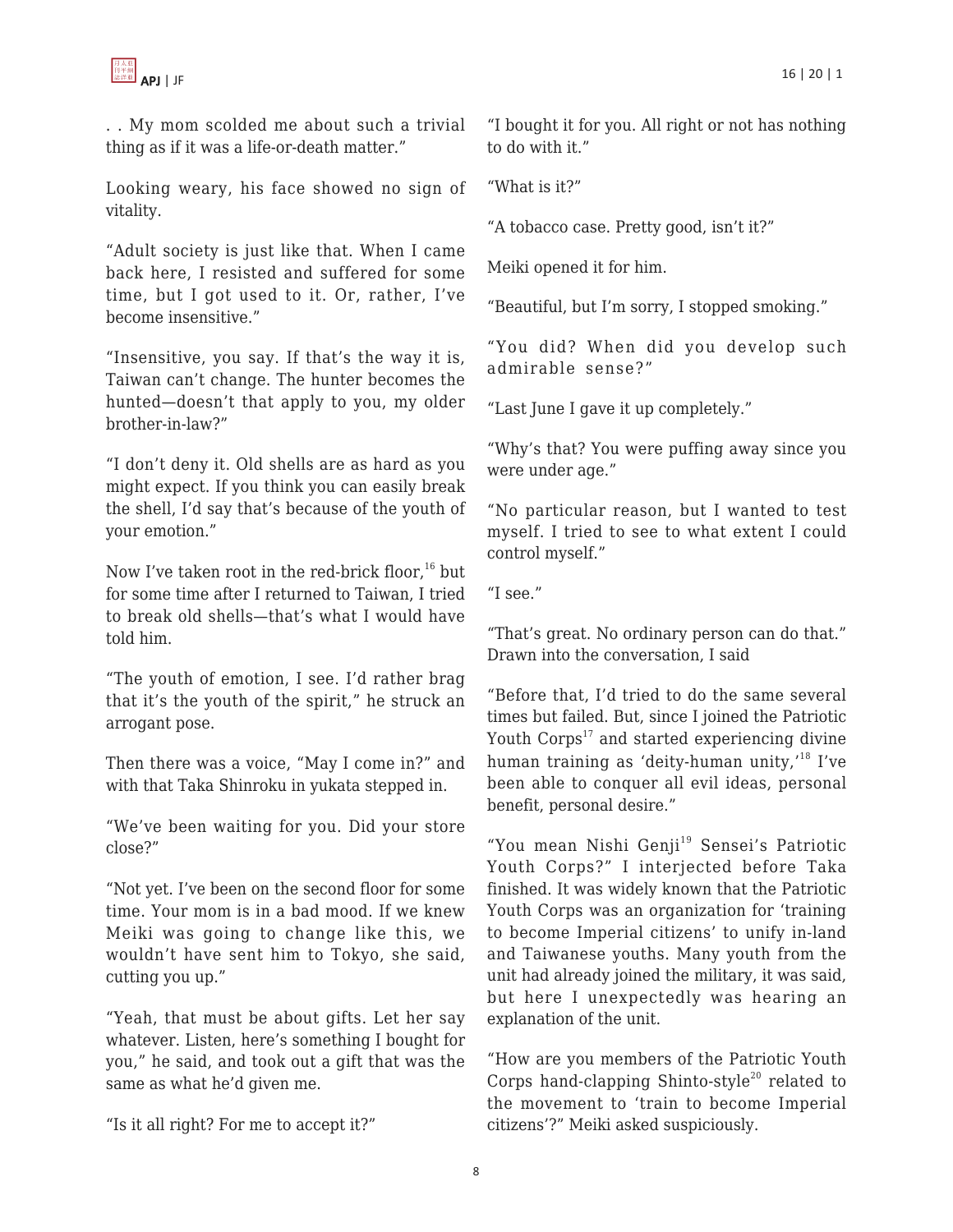. . My mom scolded me about such a trivial thing as if it was a life-or-death matter."

Looking weary, his face showed no sign of vitality.

"Adult society is just like that. When I came back here, I resisted and suffered for some time, but I got used to it. Or, rather, I've become insensitive."

"Insensitive, you say. If that's the way it is, Taiwan can't change. The hunter becomes the hunted—doesn't that apply to you, my older brother-in-law?"

"I don't deny it. Old shells are as hard as you might expect. If you think you can easily break the shell, I'd say that's because of the youth of your emotion."

Now I've taken root in the red-brick floor,[16] but for some time after I returned to Taiwan, I tried to break old shells—that's what I would have told him.

"The youth of emotion, I see. I'd rather brag that it's the youth of the spirit," he struck an arrogant pose.

Then there was a voice, "May I come in?" and with that Taka Shinroku in yukata stepped in.

"We've been waiting for you. Did your store close?"

"Not yet. I've been on the second floor for some time. Your mom is in a bad mood. If we knew Meiki was going to change like this, we wouldn't have sent him to Tokyo, she said, cutting you up."

"Yeah, that must be about gifts. Let her say whatever. Listen, here's something I bought for you," he said, and took out a gift that was the same as what he'd given me.

"Is it all right? For me to accept it?"

"I bought it for you. All right or not has nothing to do with it."

"What is it?"

"A tobacco case. Pretty good, isn't it?"

Meiki opened it for him.

"Beautiful, but I'm sorry, I stopped smoking."

"You did? When did you develop such admirable sense?"

"Last June I gave it up completely."

"Why's that? You were puffing away since you were under age."

"No particular reason, but I wanted to test myself. I tried to see to what extent I could control myself."

"I see."

"That's great. No ordinary person can do that." Drawn into the conversation, I said

"Before that, I'd tried to do the same several times but failed. But, since I joined the Patriotic Youth Corps[17] and started experiencing divine human training as 'deity-human unity,'[18] I've been able to conquer all evil ideas, personal benefit, personal desire."

"You mean Nishi Genji[19] Sensei's Patriotic Youth Corps?" I interjected before Taka finished. It was widely known that the Patriotic Youth Corps was an organization for 'training to become Imperial citizens' to unify in-land and Taiwanese youths. Many youth from the unit had already joined the military, it was said, but here I unexpectedly was hearing an explanation of the unit.

"How are you members of the Patriotic Youth Corps hand-clapping Shinto-style[20] related to the movement to 'train to become Imperial citizens'?" Meiki asked suspiciously.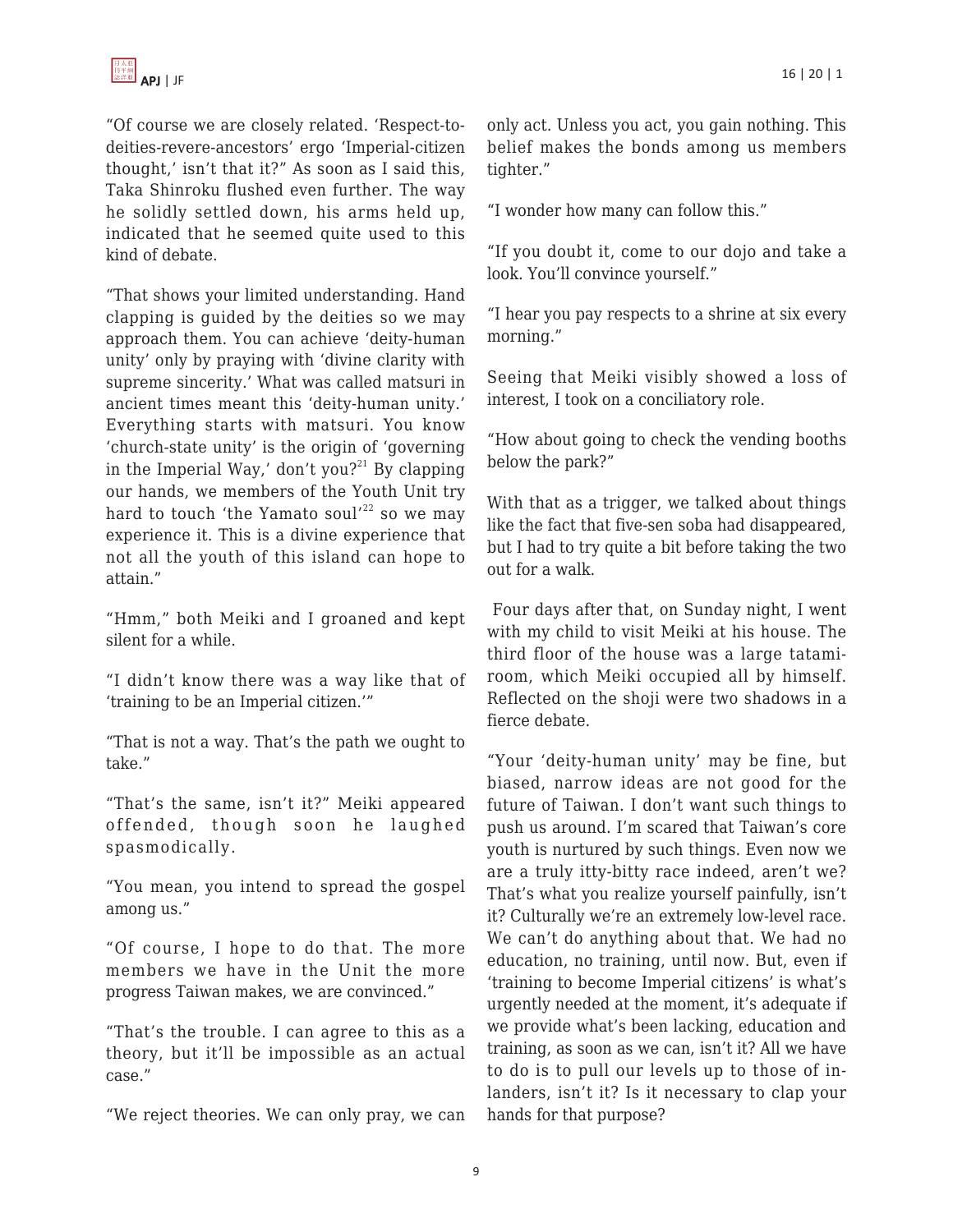"Of course we are closely related. 'Respect-to-deities-revere-ancestors' ergo 'Imperial-citizen thought,' isn't that it?" As soon as I said this, Taka Shinroku flushed even further. The way he solidly settled down, his arms held up, indicated that he seemed quite used to this kind of debate.

"That shows your limited understanding. Hand clapping is guided by the deities so we may approach them. You can achieve 'deity-human unity' only by praying with 'divine clarity with supreme sincerity.' What was called matsuri in ancient times meant this 'deity-human unity.' Everything starts with matsuri. You know 'church-state unity' is the origin of 'governing in the Imperial Way,' don't you?[21] By clapping our hands, we members of the Youth Unit try hard to touch 'the Yamato soul'[22] so we may experience it. This is a divine experience that not all the youth of this island can hope to attain."

"Hmm," both Meiki and I groaned and kept silent for a while.

"I didn't know there was a way like that of 'training to be an Imperial citizen.'"

"That is not a way. That's the path we ought to take."

"That's the same, isn't it?" Meiki appeared offended, though soon he laughed spasmodically.

"You mean, you intend to spread the gospel among us."

"Of course, I hope to do that. The more members we have in the Unit the more progress Taiwan makes, we are convinced."

"That's the trouble. I can agree to this as a theory, but it'll be impossible as an actual case."

"We reject theories. We can only pray, we can only act. Unless you act, you gain nothing. This belief makes the bonds among us members tighter."

"I wonder how many can follow this."

"If you doubt it, come to our dojo and take a look. You'll convince yourself."

"I hear you pay respects to a shrine at six every morning."

Seeing that Meiki visibly showed a loss of interest, I took on a conciliatory role.

"How about going to check the vending booths below the park?"

With that as a trigger, we talked about things like the fact that five-sen soba had disappeared, but I had to try quite a bit before taking the two out for a walk.

Four days after that, on Sunday night, I went with my child to visit Meiki at his house. The third floor of the house was a large tatami-room, which Meiki occupied all by himself. Reflected on the shoji were two shadows in a fierce debate.

"Your 'deity-human unity' may be fine, but biased, narrow ideas are not good for the future of Taiwan. I don't want such things to push us around. I'm scared that Taiwan's core youth is nurtured by such things. Even now we are a truly itty-bitty race indeed, aren't we? That's what you realize yourself painfully, isn't it? Culturally we're an extremely low-level race. We can't do anything about that. We had no education, no training, until now. But, even if 'training to become Imperial citizens' is what's urgently needed at the moment, it's adequate if we provide what's been lacking, education and training, as soon as we can, isn't it? All we have to do is to pull our levels up to those of in-landers, isn't it? Is it necessary to clap your hands for that purpose?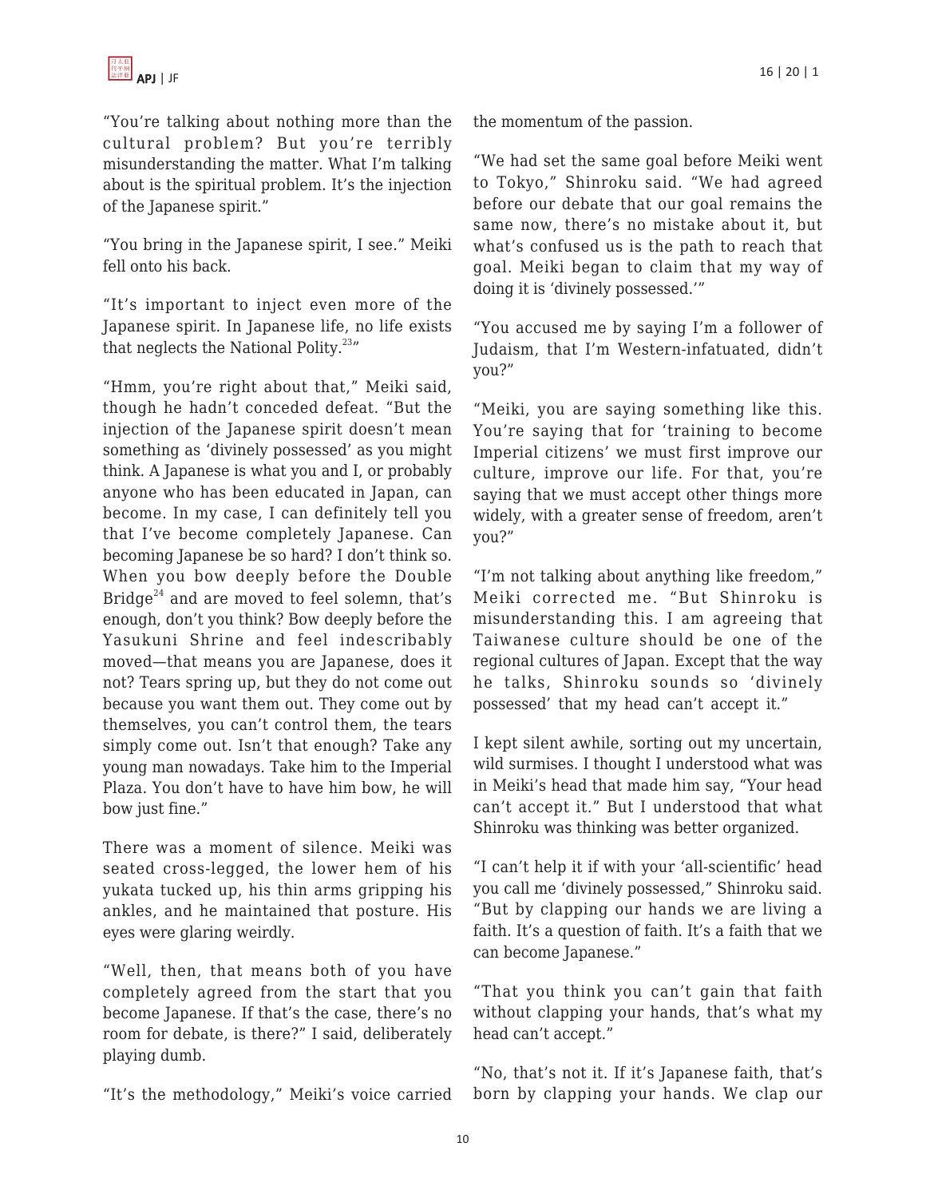"You're talking about nothing more than the cultural problem? But you're terribly misunderstanding the matter. What I'm talking about is the spiritual problem. It's the injection of the Japanese spirit."

"You bring in the Japanese spirit, I see." Meiki fell onto his back.

"It's important to inject even more of the Japanese spirit. In Japanese life, no life exists that neglects the National Polity.[23]"

"Hmm, you're right about that," Meiki said, though he hadn't conceded defeat. "But the injection of the Japanese spirit doesn't mean something as 'divinely possessed' as you might think. A Japanese is what you and I, or probably anyone who has been educated in Japan, can become. In my case, I can definitely tell you that I've become completely Japanese. Can becoming Japanese be so hard? I don't think so. When you bow deeply before the Double Bridge[24] and are moved to feel solemn, that's enough, don't you think? Bow deeply before the Yasukuni Shrine and feel indescribably moved—that means you are Japanese, does it not? Tears spring up, but they do not come out because you want them out. They come out by themselves, you can't control them, the tears simply come out. Isn't that enough? Take any young man nowadays. Take him to the Imperial Plaza. You don't have to have him bow, he will bow just fine."

There was a moment of silence. Meiki was seated cross-legged, the lower hem of his yukata tucked up, his thin arms gripping his ankles, and he maintained that posture. His eyes were glaring weirdly.

"Well, then, that means both of you have completely agreed from the start that you become Japanese. If that's the case, there's no room for debate, is there?" I said, deliberately playing dumb.

"It's the methodology," Meiki's voice carried the momentum of the passion.

"We had set the same goal before Meiki went to Tokyo," Shinroku said. "We had agreed before our debate that our goal remains the same now, there's no mistake about it, but what's confused us is the path to reach that goal. Meiki began to claim that my way of doing it is 'divinely possessed.'"

"You accused me by saying I'm a follower of Judaism, that I'm Western-infatuated, didn't you?"

"Meiki, you are saying something like this. You're saying that for 'training to become Imperial citizens' we must first improve our culture, improve our life. For that, you're saying that we must accept other things more widely, with a greater sense of freedom, aren't you?"

"I'm not talking about anything like freedom," Meiki corrected me. "But Shinroku is misunderstanding this. I am agreeing that Taiwanese culture should be one of the regional cultures of Japan. Except that the way he talks, Shinroku sounds so 'divinely possessed' that my head can't accept it."

I kept silent awhile, sorting out my uncertain, wild surmises. I thought I understood what was in Meiki's head that made him say, "Your head can't accept it." But I understood that what Shinroku was thinking was better organized.

"I can't help it if with your 'all-scientific' head you call me 'divinely possessed,'" Shinroku said. "But by clapping our hands we are living a faith. It's a question of faith. It's a faith that we can become Japanese."

"That you think you can't gain that faith without clapping your hands, that's what my head can't accept."

"No, that's not it. If it's Japanese faith, that's born by clapping your hands. We clap our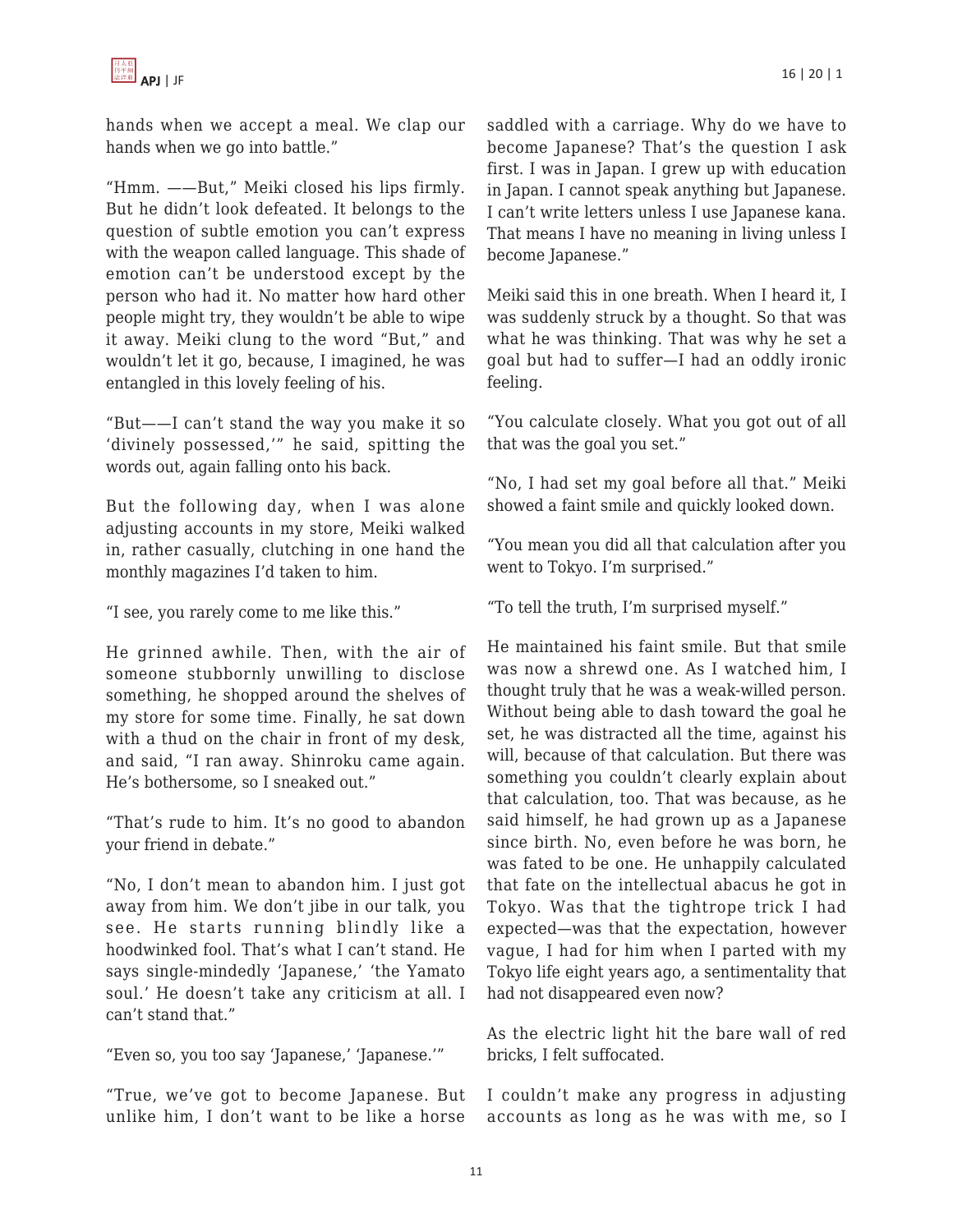hands when we accept a meal. We clap our hands when we go into battle."

"Hmm. ——But," Meiki closed his lips firmly. But he didn't look defeated. It belongs to the question of subtle emotion you can't express with the weapon called language. This shade of emotion can't be understood except by the person who had it. No matter how hard other people might try, they wouldn't be able to wipe it away. Meiki clung to the word "But," and wouldn't let it go, because, I imagined, he was entangled in this lovely feeling of his.

"But——I can't stand the way you make it so 'divinely possessed,'" he said, spitting the words out, again falling onto his back.

But the following day, when I was alone adjusting accounts in my store, Meiki walked in, rather casually, clutching in one hand the monthly magazines I'd taken to him.

"I see, you rarely come to me like this."

He grinned awhile. Then, with the air of someone stubbornly unwilling to disclose something, he shopped around the shelves of my store for some time. Finally, he sat down with a thud on the chair in front of my desk, and said, "I ran away. Shinroku came again. He's bothersome, so I sneaked out."

"That's rude to him. It's no good to abandon your friend in debate."

"No, I don't mean to abandon him. I just got away from him. We don't jibe in our talk, you see. He starts running blindly like a hoodwinked fool. That's what I can't stand. He says single-mindedly 'Japanese,' 'the Yamato soul.' He doesn't take any criticism at all. I can't stand that."

"Even so, you too say 'Japanese,' 'Japanese.'"

"True, we've got to become Japanese. But unlike him, I don't want to be like a horse saddled with a carriage. Why do we have to become Japanese? That's the question I ask first. I was in Japan. I grew up with education in Japan. I cannot speak anything but Japanese. I can't write letters unless I use Japanese kana. That means I have no meaning in living unless I become Japanese."

Meiki said this in one breath. When I heard it, I was suddenly struck by a thought. So that was what he was thinking. That was why he set a goal but had to suffer—I had an oddly ironic feeling.

"You calculate closely. What you got out of all that was the goal you set."

"No, I had set my goal before all that." Meiki showed a faint smile and quickly looked down.

"You mean you did all that calculation after you went to Tokyo. I'm surprised."

"To tell the truth, I'm surprised myself."

He maintained his faint smile. But that smile was now a shrewd one. As I watched him, I thought truly that he was a weak-willed person. Without being able to dash toward the goal he set, he was distracted all the time, against his will, because of that calculation. But there was something you couldn't clearly explain about that calculation, too. That was because, as he said himself, he had grown up as a Japanese since birth. No, even before he was born, he was fated to be one. He unhappily calculated that fate on the intellectual abacus he got in Tokyo. Was that the tightrope trick I had expected—was that the expectation, however vague, I had for him when I parted with my Tokyo life eight years ago, a sentimentality that had not disappeared even now?

As the electric light hit the bare wall of red bricks, I felt suffocated.

I couldn't make any progress in adjusting accounts as long as he was with me, so I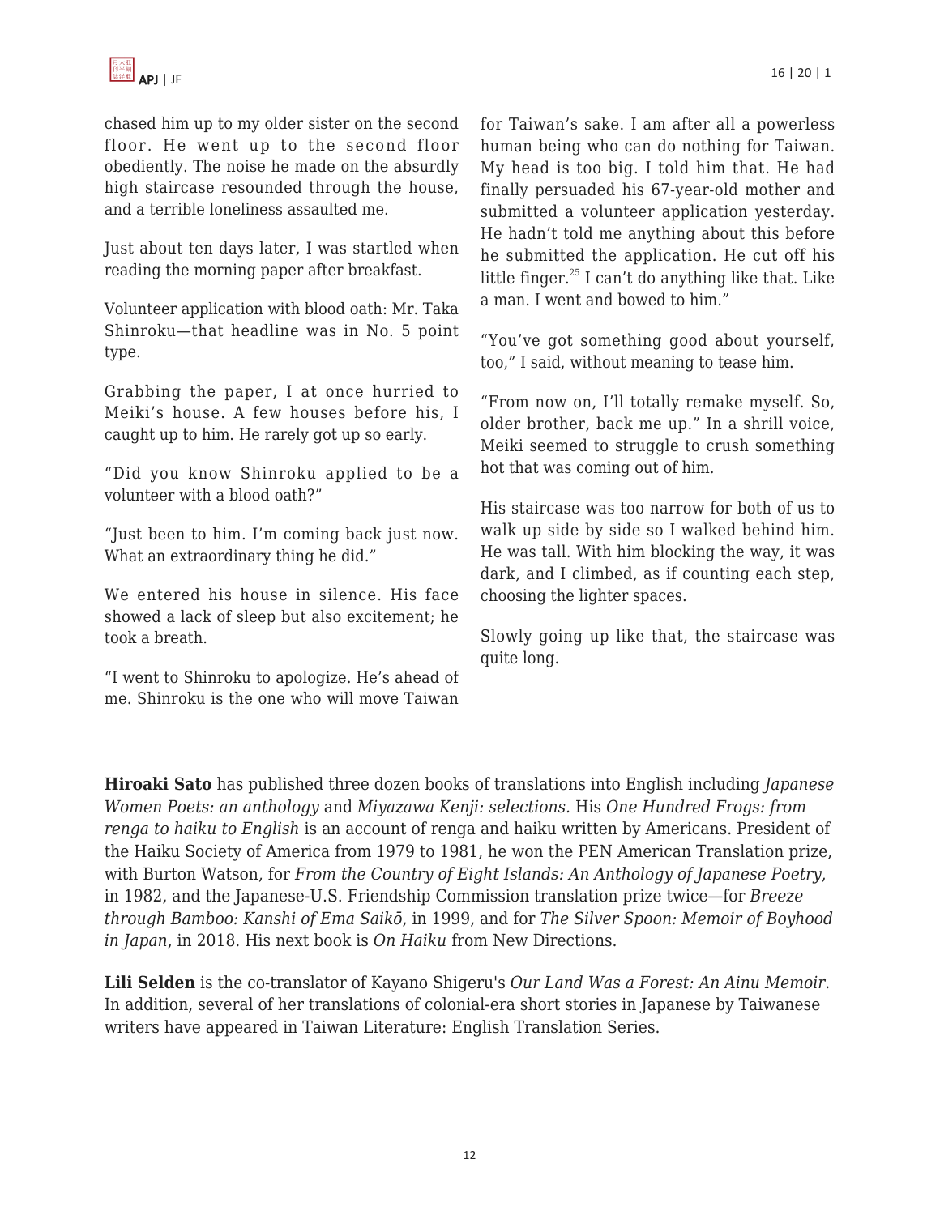chased him up to my older sister on the second floor. He went up to the second floor obediently. The noise he made on the absurdly high staircase resounded through the house, and a terrible loneliness assaulted me.

Just about ten days later, I was startled when reading the morning paper after breakfast.

Volunteer application with blood oath: Mr. Taka Shinroku—that headline was in No. 5 point type.

Grabbing the paper, I at once hurried to Meiki's house. A few houses before his, I caught up to him. He rarely got up so early.

"Did you know Shinroku applied to be a volunteer with a blood oath?"

"Just been to him. I'm coming back just now. What an extraordinary thing he did."

We entered his house in silence. His face showed a lack of sleep but also excitement; he took a breath.

"I went to Shinroku to apologize. He's ahead of me. Shinroku is the one who will move Taiwan for Taiwan's sake. I am after all a powerless human being who can do nothing for Taiwan. My head is too big. I told him that. He had finally persuaded his 67-year-old mother and submitted a volunteer application yesterday. He hadn't told me anything about this before he submitted the application. He cut off his little finger.[25] I can't do anything like that. Like a man. I went and bowed to him."

"You've got something good about yourself, too," I said, without meaning to tease him.

"From now on, I'll totally remake myself. So, older brother, back me up." In a shrill voice, Meiki seemed to struggle to crush something hot that was coming out of him.

His staircase was too narrow for both of us to walk up side by side so I walked behind him. He was tall. With him blocking the way, it was dark, and I climbed, as if counting each step, choosing the lighter spaces.

Slowly going up like that, the staircase was quite long.

**Hiroaki Sato** has published three dozen books of translations into English including *Japanese Women Poets: an anthology* and *Miyazawa Kenji: selections.* His *One Hundred Frogs: from renga to haiku to English* is an account of renga and haiku written by Americans. President of the Haiku Society of America from 1979 to 1981, he won the PEN American Translation prize, with Burton Watson, for *From the Country of Eight Islands: An Anthology of Japanese Poetry*, in 1982, and the Japanese-U.S. Friendship Commission translation prize twice—for *Breeze through Bamboo: Kanshi of Ema Saikō*, in 1999, and for *The Silver Spoon: Memoir of Boyhood in Japan*, in 2018. His next book is *On Haiku* from New Directions.

**Lili Selden** is the co-translator of Kayano Shigeru's *Our Land Was a Forest: An Ainu Memoir.* In addition, several of her translations of colonial-era short stories in Japanese by Taiwanese writers have appeared in Taiwan Literature: English Translation Series.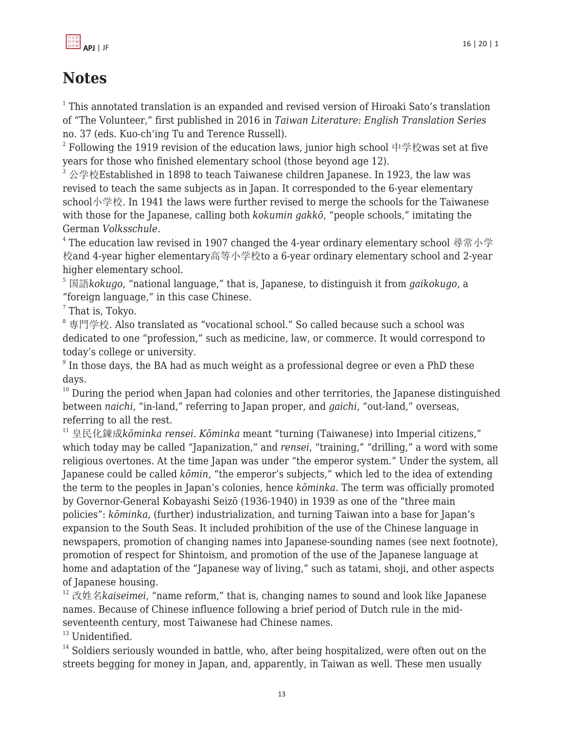# Notes

[1] This annotated translation is an expanded and revised version of Hiroaki Sato's translation of "The Volunteer," first published in 2016 in *Taiwan Literature: English Translation Series* no. 37 (eds. Kuo-ch'ing Tu and Terence Russell).

[2] Following the 1919 revision of the education laws, junior high school 中学校was set at five years for those who finished elementary school (those beyond age 12).

[3] 公学校Established in 1898 to teach Taiwanese children Japanese. In 1923, the law was revised to teach the same subjects as in Japan. It corresponded to the 6-year elementary school小学校. In 1941 the laws were further revised to merge the schools for the Taiwanese with those for the Japanese, calling both *kokumin gakkō*, "people schools," imitating the German *Volksschule*.

[4] The education law revised in 1907 changed the 4-year ordinary elementary school 尋常小学校and 4-year higher elementary高等小学校to a 6-year ordinary elementary school and 2-year higher elementary school.

[5] 国語*kokugo*, "national language," that is, Japanese, to distinguish it from *gaikokugo*, a "foreign language," in this case Chinese.

[7] That is, Tokyo.

[8] 専門学校. Also translated as "vocational school." So called because such a school was dedicated to one "profession," such as medicine, law, or commerce. It would correspond to today's college or university.

[9] In those days, the BA had as much weight as a professional degree or even a PhD these days.

[10] During the period when Japan had colonies and other territories, the Japanese distinguished between *naichi*, "in-land," referring to Japan proper, and *gaichi*, "out-land," overseas, referring to all the rest.

[11] 皇民化錬成*kōminka rensei*. *Kōminka* meant "turning (Taiwanese) into Imperial citizens," which today may be called "Japanization," and *rensei*, "training," "drilling," a word with some religious overtones. At the time Japan was under "the emperor system." Under the system, all Japanese could be called *kōmin*, "the emperor's subjects," which led to the idea of extending the term to the peoples in Japan's colonies, hence *kōminka*. The term was officially promoted by Governor-General Kobayashi Seizō (1936-1940) in 1939 as one of the "three main policies": *kōminka*, (further) industrialization, and turning Taiwan into a base for Japan's expansion to the South Seas. It included prohibition of the use of the Chinese language in newspapers, promotion of changing names into Japanese-sounding names (see next footnote), promotion of respect for Shintoism, and promotion of the use of the Japanese language at home and adaptation of the "Japanese way of living," such as tatami, shoji, and other aspects of Japanese housing.

[12] 改姓名*kaiseimei*, "name reform," that is, changing names to sound and look like Japanese names. Because of Chinese influence following a brief period of Dutch rule in the mid-seventeenth century, most Taiwanese had Chinese names.

[13] Unidentified.

[14] Soldiers seriously wounded in battle, who, after being hospitalized, were often out on the streets begging for money in Japan, and, apparently, in Taiwan as well. These men usually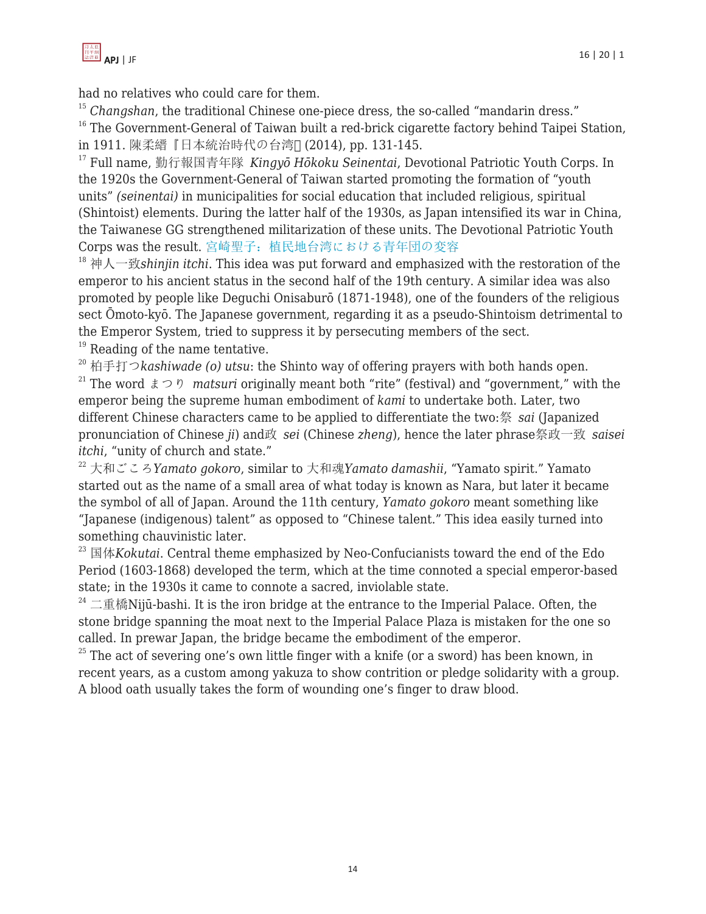had no relatives who could care for them.

[15] *Changshan*, the traditional Chinese one-piece dress, the so-called “mandarin dress.”

[16] The Government-General of Taiwan built a red-brick cigarette factory behind Taipei Station, in 1911. 陳柔縉『日本統治時代の台湾』(2014), pp. 131-145.

[17] Full name, 勤行報国青年隊 *Kingyō Hōkoku Seinentai*, Devotional Patriotic Youth Corps. In the 1920s the Government-General of Taiwan started promoting the formation of “youth units” *(seinentai)* in municipalities for social education that included religious, spiritual (Shintoist) elements. During the latter half of the 1930s, as Japan intensified its war in China, the Taiwanese GG strengthened militarization of these units. The Devotional Patriotic Youth Corps was the result. 宮崎聖子：植民地台湾における青年団の変容

[18] 神人一致*shinjin itchi*. This idea was put forward and emphasized with the restoration of the emperor to his ancient status in the second half of the 19th century. A similar idea was also promoted by people like Deguchi Onisaburō (1871-1948), one of the founders of the religious sect Ōmoto-kyō. The Japanese government, regarding it as a pseudo-Shintoism detrimental to the Emperor System, tried to suppress it by persecuting members of the sect.

[19] Reading of the name tentative.

[20] 柏手打つ*kashiwade (o) utsu*: the Shinto way of offering prayers with both hands open.

[21] The word まつり *matsuri* originally meant both “rite” (festival) and “government,” with the emperor being the supreme human embodiment of *kami* to undertake both. Later, two different Chinese characters came to be applied to differentiate the two:祭 *sai* (Japanized pronunciation of Chinese *ji*) and政 *sei* (Chinese *zheng*), hence the later phrase祭政一致 *saisei itchi*, “unity of church and state.”

[22] 大和ごころ*Yamato gokoro*, similar to 大和魂*Yamato damashii*, “Yamato spirit.” Yamato started out as the name of a small area of what today is known as Nara, but later it became the symbol of all of Japan. Around the 11th century, *Yamato gokoro* meant something like “Japanese (indigenous) talent” as opposed to “Chinese talent.” This idea easily turned into something chauvinistic later.

[23] 国体*Kokutai*. Central theme emphasized by Neo-Confucianists toward the end of the Edo Period (1603-1868) developed the term, which at the time connoted a special emperor-based state; in the 1930s it came to connote a sacred, inviolable state.

[24] 二重橋Nijū-bashi. It is the iron bridge at the entrance to the Imperial Palace. Often, the stone bridge spanning the moat next to the Imperial Palace Plaza is mistaken for the one so called. In prewar Japan, the bridge became the embodiment of the emperor.

[25] The act of severing one’s own little finger with a knife (or a sword) has been known, in recent years, as a custom among yakuza to show contrition or pledge solidarity with a group. A blood oath usually takes the form of wounding one’s finger to draw blood.